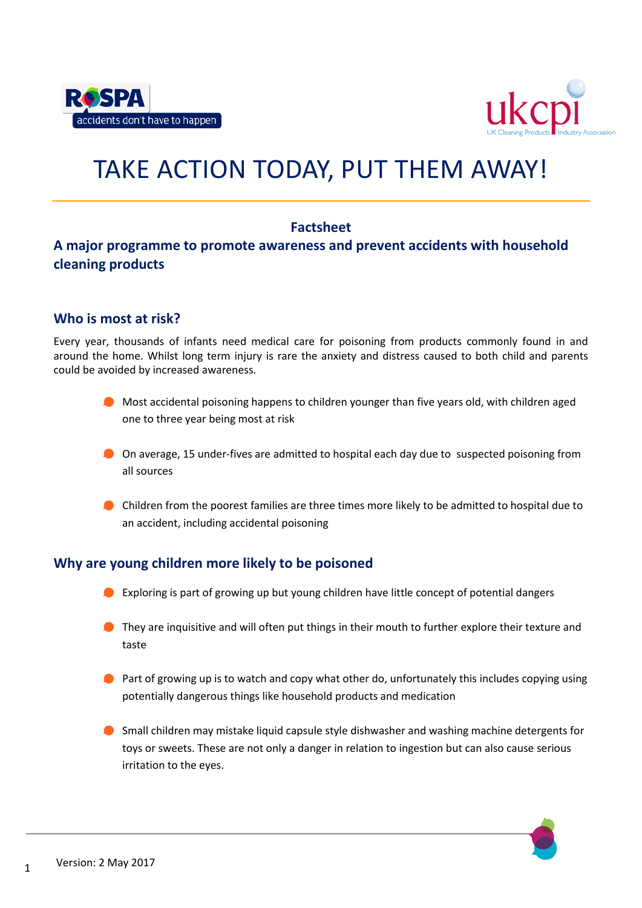# TAKE ACTION TODAY, PUT THEM AWAY!

**Factsheet**

## A major programme to promote awareness and prevent accidents with household cleaning products

### Who is most at risk?

Every year, thousands of infants need medical care for poisoning from products commonly found in and around the home. Whilst long term injury is rare the anxiety and distress caused to both child and parents could be avoided by increased awareness.

- Most accidental poisoning happens to children younger than five years old, with children aged one to three year being most at risk
- On average, 15 under-fives are admitted to hospital each day due to suspected poisoning from all sources
- Children from the poorest families are three times more likely to be admitted to hospital due to an accident, including accidental poisoning

### Why are young children more likely to be poisoned

- Exploring is part of growing up but young children have little concept of potential dangers
- They are inquisitive and will often put things in their mouth to further explore their texture and taste
- Part of growing up is to watch and copy what other do, unfortunately this includes copying using potentially dangerous things like household products and medication
- Small children may mistake liquid capsule style dishwasher and washing machine detergents for toys or sweets. These are not only a danger in relation to ingestion but can also cause serious irritation to the eyes.

Version: 2 May 2017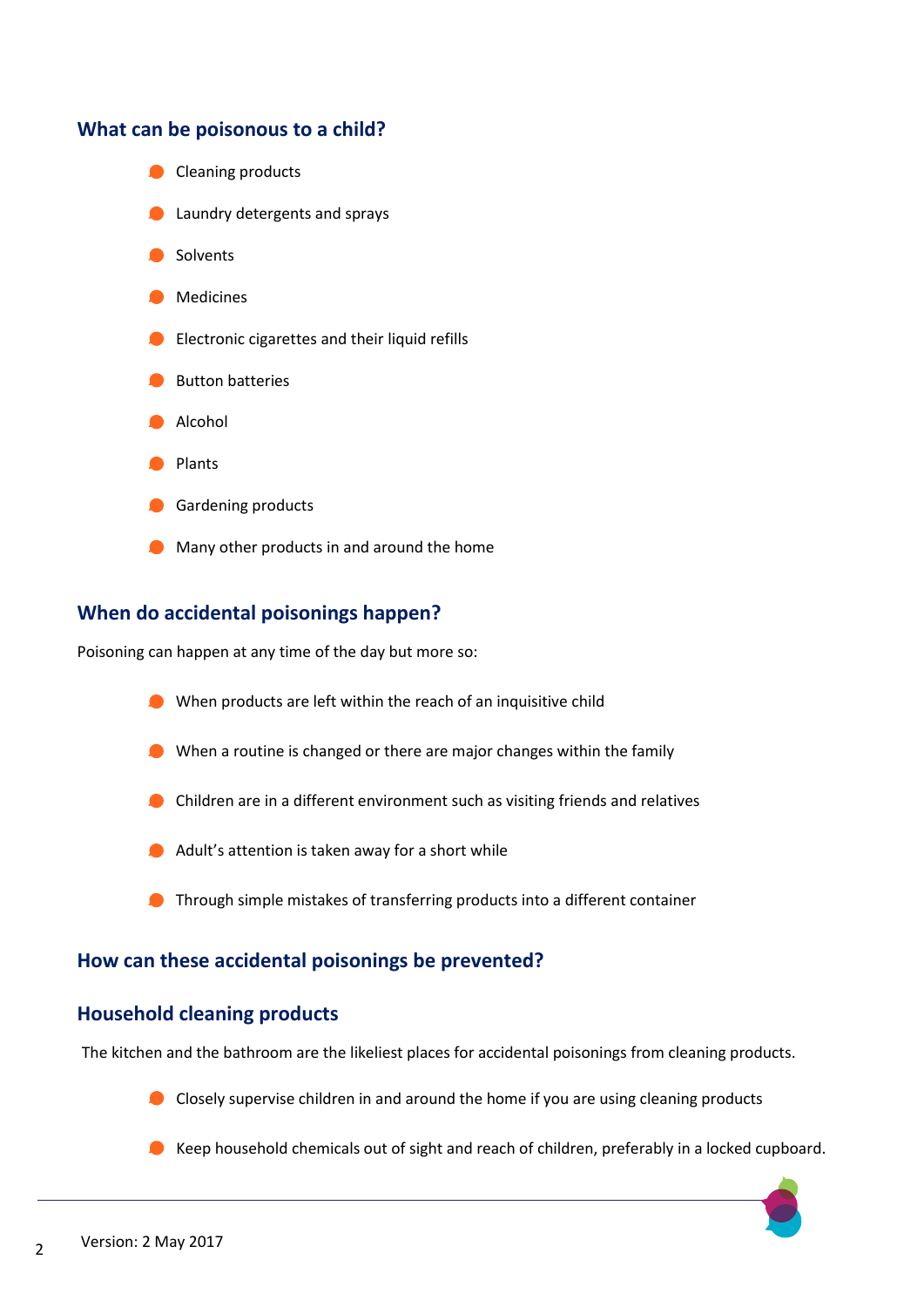## What can be poisonous to a child?

- Cleaning products
- Laundry detergents and sprays
- Solvents
- Medicines
- Electronic cigarettes and their liquid refills
- Button batteries
- Alcohol
- Plants
- Gardening products
- Many other products in and around the home

## When do accidental poisonings happen?

Poisoning can happen at any time of the day but more so:

- When products are left within the reach of an inquisitive child
- When a routine is changed or there are major changes within the family
- Children are in a different environment such as visiting friends and relatives
- Adult's attention is taken away for a short while
- Through simple mistakes of transferring products into a different container

## How can these accidental poisonings be prevented?

## Household cleaning products

The kitchen and the bathroom are the likeliest places for accidental poisonings from cleaning products.

- Closely supervise children in and around the home if you are using cleaning products
- Keep household chemicals out of sight and reach of children, preferably in a locked cupboard.

Version: 2 May 2017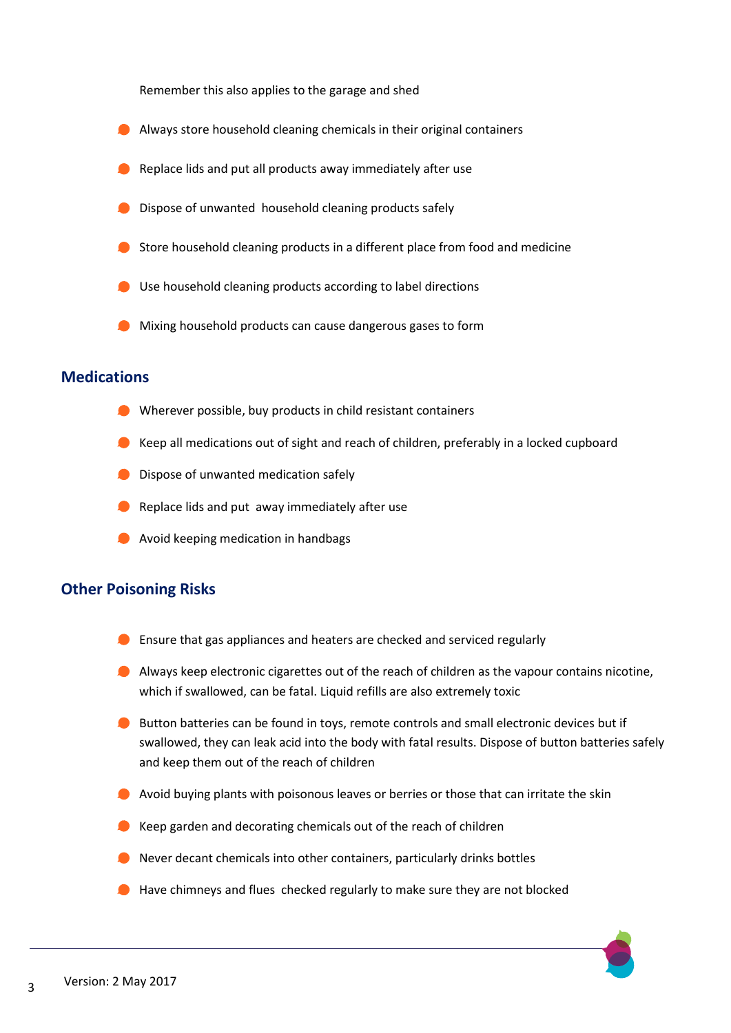Remember this also applies to the garage and shed

- Always store household cleaning chemicals in their original containers
- Replace lids and put all products away immediately after use
- Dispose of unwanted household cleaning products safely
- Store household cleaning products in a different place from food and medicine
- Use household cleaning products according to label directions
- Mixing household products can cause dangerous gases to form

## Medications

- Wherever possible, buy products in child resistant containers
- Keep all medications out of sight and reach of children, preferably in a locked cupboard
- Dispose of unwanted medication safely
- Replace lids and put away immediately after use
- Avoid keeping medication in handbags

## Other Poisoning Risks

- Ensure that gas appliances and heaters are checked and serviced regularly
- Always keep electronic cigarettes out of the reach of children as the vapour contains nicotine, which if swallowed, can be fatal. Liquid refills are also extremely toxic
- Button batteries can be found in toys, remote controls and small electronic devices but if swallowed, they can leak acid into the body with fatal results. Dispose of button batteries safely and keep them out of the reach of children
- Avoid buying plants with poisonous leaves or berries or those that can irritate the skin
- Keep garden and decorating chemicals out of the reach of children
- Never decant chemicals into other containers, particularly drinks bottles
- Have chimneys and flues checked regularly to make sure they are not blocked

Version: 2 May 2017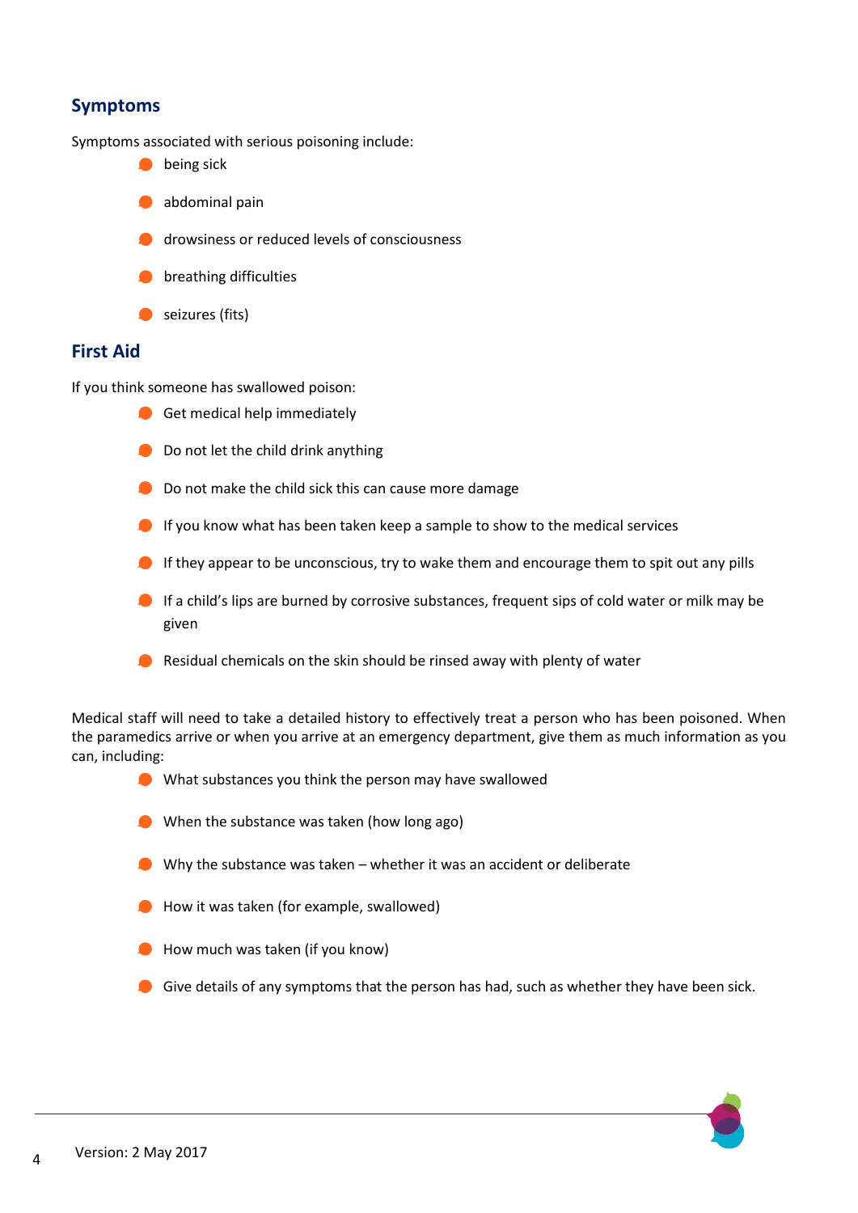## Symptoms

Symptoms associated with serious poisoning include:

- being sick
- abdominal pain
- drowsiness or reduced levels of consciousness
- breathing difficulties
- seizures (fits)

## First Aid

If you think someone has swallowed poison:

- Get medical help immediately
- Do not let the child drink anything
- Do not make the child sick this can cause more damage
- If you know what has been taken keep a sample to show to the medical services
- If they appear to be unconscious, try to wake them and encourage them to spit out any pills
- If a child's lips are burned by corrosive substances, frequent sips of cold water or milk may be given
- Residual chemicals on the skin should be rinsed away with plenty of water

Medical staff will need to take a detailed history to effectively treat a person who has been poisoned. When the paramedics arrive or when you arrive at an emergency department, give them as much information as you can, including:

- What substances you think the person may have swallowed
- When the substance was taken (how long ago)
- Why the substance was taken – whether it was an accident or deliberate
- How it was taken (for example, swallowed)
- How much was taken (if you know)
- Give details of any symptoms that the person has had, such as whether they have been sick.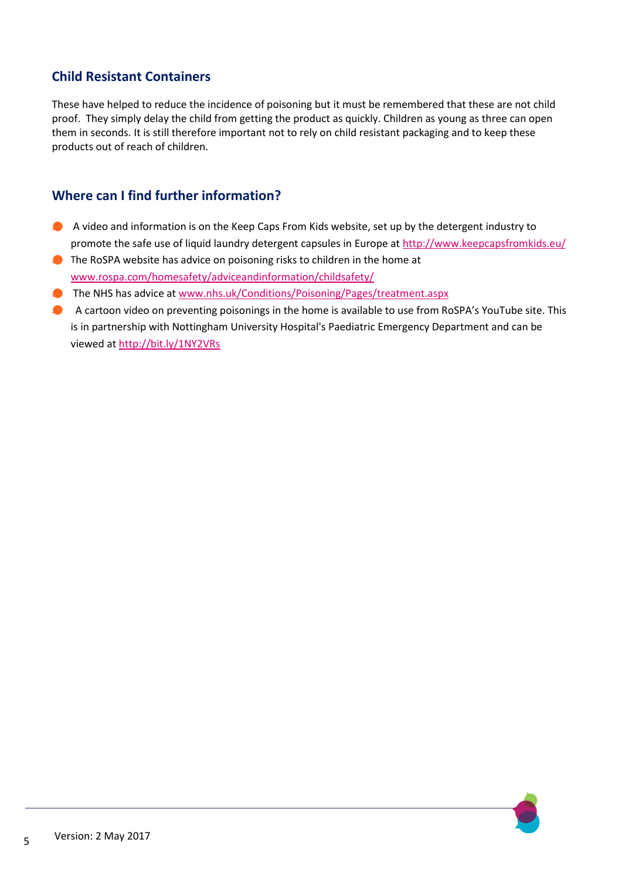## Child Resistant Containers

These have helped to reduce the incidence of poisoning but it must be remembered that these are not child proof. They simply delay the child from getting the product as quickly. Children as young as three can open them in seconds. It is still therefore important not to rely on child resistant packaging and to keep these products out of reach of children.

## Where can I find further information?

- A video and information is on the Keep Caps From Kids website, set up by the detergent industry to promote the safe use of liquid laundry detergent capsules in Europe at http://www.keepcapsfromkids.eu/
- The RoSPA website has advice on poisoning risks to children in the home at www.rospa.com/homesafety/adviceandinformation/childsafety/
- The NHS has advice at www.nhs.uk/Conditions/Poisoning/Pages/treatment.aspx
- A cartoon video on preventing poisonings in the home is available to use from RoSPA's YouTube site. This is in partnership with Nottingham University Hospital's Paediatric Emergency Department and can be viewed at http://bit.ly/1NY2VRs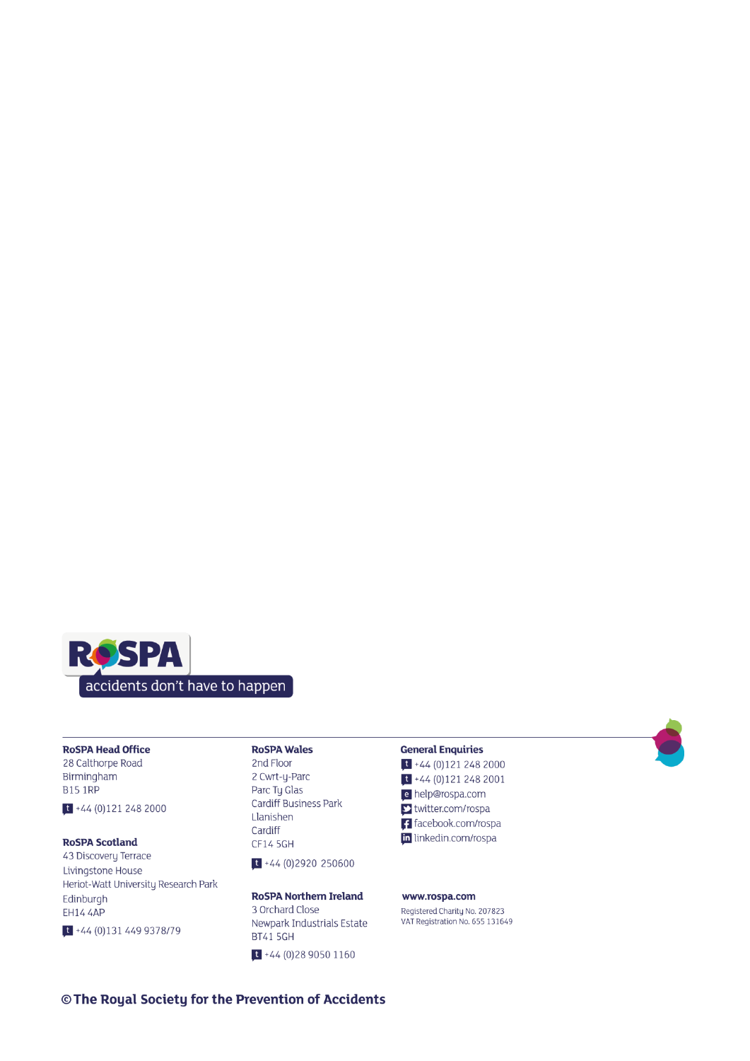RoSPA

accidents don't have to happen

**RoSPA Head Office**
28 Calthorpe Road
Birmingham
B15 1RP

t +44 (0)121 248 2000

**RoSPA Scotland**
43 Discovery Terrace
Livingstone House
Heriot-Watt University Research Park
Edinburgh
EH14 4AP

t +44 (0)131 449 9378/79

**RoSPA Wales**
2nd Floor
2 Cwrt-y-Parc
Parc Ty Glas
Cardiff Business Park
Llanishen
Cardiff
CF14 5GH

t +44 (0)2920 250600

**RoSPA Northern Ireland**
3 Orchard Close
Newpark Industrials Estate
BT41 5GH

t +44 (0)28 9050 1160

**General Enquiries**
t +44 (0)121 248 2000
t +44 (0)121 248 2001
e help@rospa.com
twitter.com/rospa
facebook.com/rospa
linkedin.com/rospa

**www.rospa.com**
Registered Charity No. 207823
VAT Registration No. 655 131649

**© The Royal Society for the Prevention of Accidents**